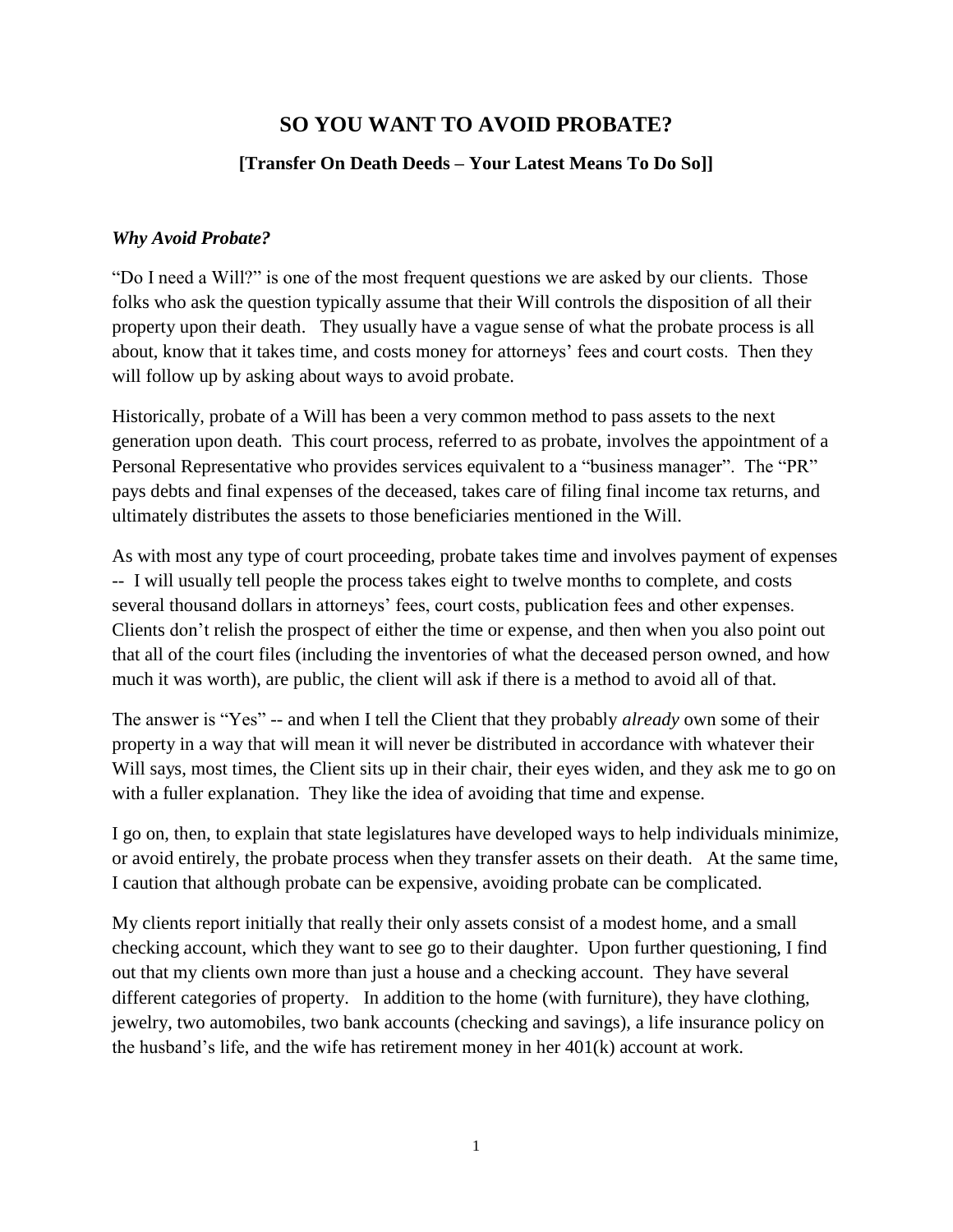# SO YOU WANT TO AVOID PROBATE?

## [Transfer On Death Deeds – Your Latest Means To Do So]]

### *Why Avoid Probate?*

"Do I need a Will?" is one of the most frequent questions we are asked by our clients. Those folks who ask the question typically assume that their Will controls the disposition of all their property upon their death. They usually have a vague sense of what the probate process is all about, know that it takes time, and costs money for attorneys' fees and court costs. Then they will follow up by asking about ways to avoid probate.

Historically, probate of a Will has been a very common method to pass assets to the next generation upon death. This court process, referred to as probate, involves the appointment of a Personal Representative who provides services equivalent to a "business manager". The "PR" pays debts and final expenses of the deceased, takes care of filing final income tax returns, and ultimately distributes the assets to those beneficiaries mentioned in the Will.

As with most any type of court proceeding, probate takes time and involves payment of expenses -- I will usually tell people the process takes eight to twelve months to complete, and costs several thousand dollars in attorneys' fees, court costs, publication fees and other expenses. Clients don't relish the prospect of either the time or expense, and then when you also point out that all of the court files (including the inventories of what the deceased person owned, and how much it was worth), are public, the client will ask if there is a method to avoid all of that.

The answer is "Yes" -- and when I tell the Client that they probably *already* own some of their property in a way that will mean it will never be distributed in accordance with whatever their Will says, most times, the Client sits up in their chair, their eyes widen, and they ask me to go on with a fuller explanation. They like the idea of avoiding that time and expense.

I go on, then, to explain that state legislatures have developed ways to help individuals minimize, or avoid entirely, the probate process when they transfer assets on their death. At the same time, I caution that although probate can be expensive, avoiding probate can be complicated.

My clients report initially that really their only assets consist of a modest home, and a small checking account, which they want to see go to their daughter. Upon further questioning, I find out that my clients own more than just a house and a checking account. They have several different categories of property. In addition to the home (with furniture), they have clothing, jewelry, two automobiles, two bank accounts (checking and savings), a life insurance policy on the husband's life, and the wife has retirement money in her 401(k) account at work.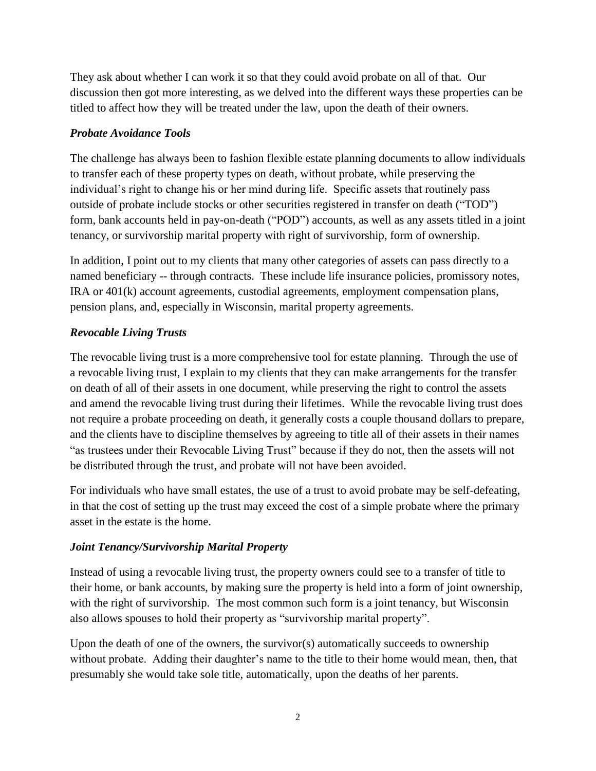They ask about whether I can work it so that they could avoid probate on all of that. Our discussion then got more interesting, as we delved into the different ways these properties can be titled to affect how they will be treated under the law, upon the death of their owners.

### *Probate Avoidance Tools*

The challenge has always been to fashion flexible estate planning documents to allow individuals to transfer each of these property types on death, without probate, while preserving the individual's right to change his or her mind during life. Specific assets that routinely pass outside of probate include stocks or other securities registered in transfer on death ("TOD") form, bank accounts held in pay-on-death ("POD") accounts, as well as any assets titled in a joint tenancy, or survivorship marital property with right of survivorship, form of ownership.

In addition, I point out to my clients that many other categories of assets can pass directly to a named beneficiary -- through contracts. These include life insurance policies, promissory notes, IRA or 401(k) account agreements, custodial agreements, employment compensation plans, pension plans, and, especially in Wisconsin, marital property agreements.

### *Revocable Living Trusts*

The revocable living trust is a more comprehensive tool for estate planning. Through the use of a revocable living trust, I explain to my clients that they can make arrangements for the transfer on death of all of their assets in one document, while preserving the right to control the assets and amend the revocable living trust during their lifetimes. While the revocable living trust does not require a probate proceeding on death, it generally costs a couple thousand dollars to prepare, and the clients have to discipline themselves by agreeing to title all of their assets in their names "as trustees under their Revocable Living Trust" because if they do not, then the assets will not be distributed through the trust, and probate will not have been avoided.

For individuals who have small estates, the use of a trust to avoid probate may be self-defeating, in that the cost of setting up the trust may exceed the cost of a simple probate where the primary asset in the estate is the home.

### *Joint Tenancy/Survivorship Marital Property*

Instead of using a revocable living trust, the property owners could see to a transfer of title to their home, or bank accounts, by making sure the property is held into a form of joint ownership, with the right of survivorship. The most common such form is a joint tenancy, but Wisconsin also allows spouses to hold their property as "survivorship marital property".

Upon the death of one of the owners, the survivor(s) automatically succeeds to ownership without probate. Adding their daughter's name to the title to their home would mean, then, that presumably she would take sole title, automatically, upon the deaths of her parents.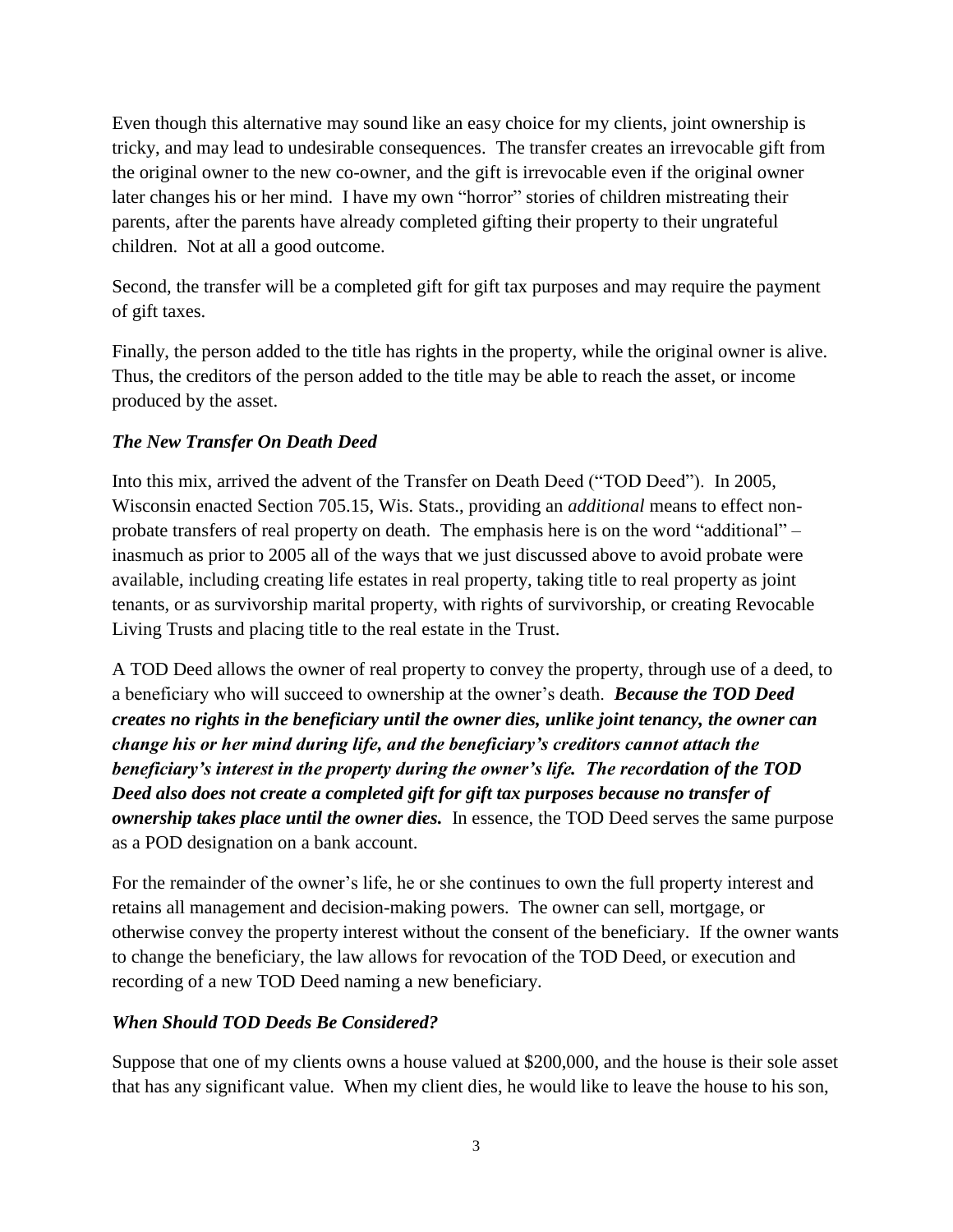Even though this alternative may sound like an easy choice for my clients, joint ownership is tricky, and may lead to undesirable consequences. The transfer creates an irrevocable gift from the original owner to the new co-owner, and the gift is irrevocable even if the original owner later changes his or her mind. I have my own "horror" stories of children mistreating their parents, after the parents have already completed gifting their property to their ungrateful children. Not at all a good outcome.

Second, the transfer will be a completed gift for gift tax purposes and may require the payment of gift taxes.

Finally, the person added to the title has rights in the property, while the original owner is alive. Thus, the creditors of the person added to the title may be able to reach the asset, or income produced by the asset.

### *The New Transfer On Death Deed*

Into this mix, arrived the advent of the Transfer on Death Deed ("TOD Deed"). In 2005, Wisconsin enacted Section 705.15, Wis. Stats., providing an *additional* means to effect non-probate transfers of real property on death. The emphasis here is on the word "additional" – inasmuch as prior to 2005 all of the ways that we just discussed above to avoid probate were available, including creating life estates in real property, taking title to real property as joint tenants, or as survivorship marital property, with rights of survivorship, or creating Revocable Living Trusts and placing title to the real estate in the Trust.

A TOD Deed allows the owner of real property to convey the property, through use of a deed, to a beneficiary who will succeed to ownership at the owner's death. ***Because the TOD Deed creates no rights in the beneficiary until the owner dies, unlike joint tenancy, the owner can change his or her mind during life, and the beneficiary's creditors cannot attach the beneficiary's interest in the property during the owner's life. The recordation of the TOD Deed also does not create a completed gift for gift tax purposes because no transfer of ownership takes place until the owner dies.*** In essence, the TOD Deed serves the same purpose as a POD designation on a bank account.

For the remainder of the owner's life, he or she continues to own the full property interest and retains all management and decision-making powers. The owner can sell, mortgage, or otherwise convey the property interest without the consent of the beneficiary. If the owner wants to change the beneficiary, the law allows for revocation of the TOD Deed, or execution and recording of a new TOD Deed naming a new beneficiary.

### *When Should TOD Deeds Be Considered?*

Suppose that one of my clients owns a house valued at $200,000, and the house is their sole asset that has any significant value. When my client dies, he would like to leave the house to his son,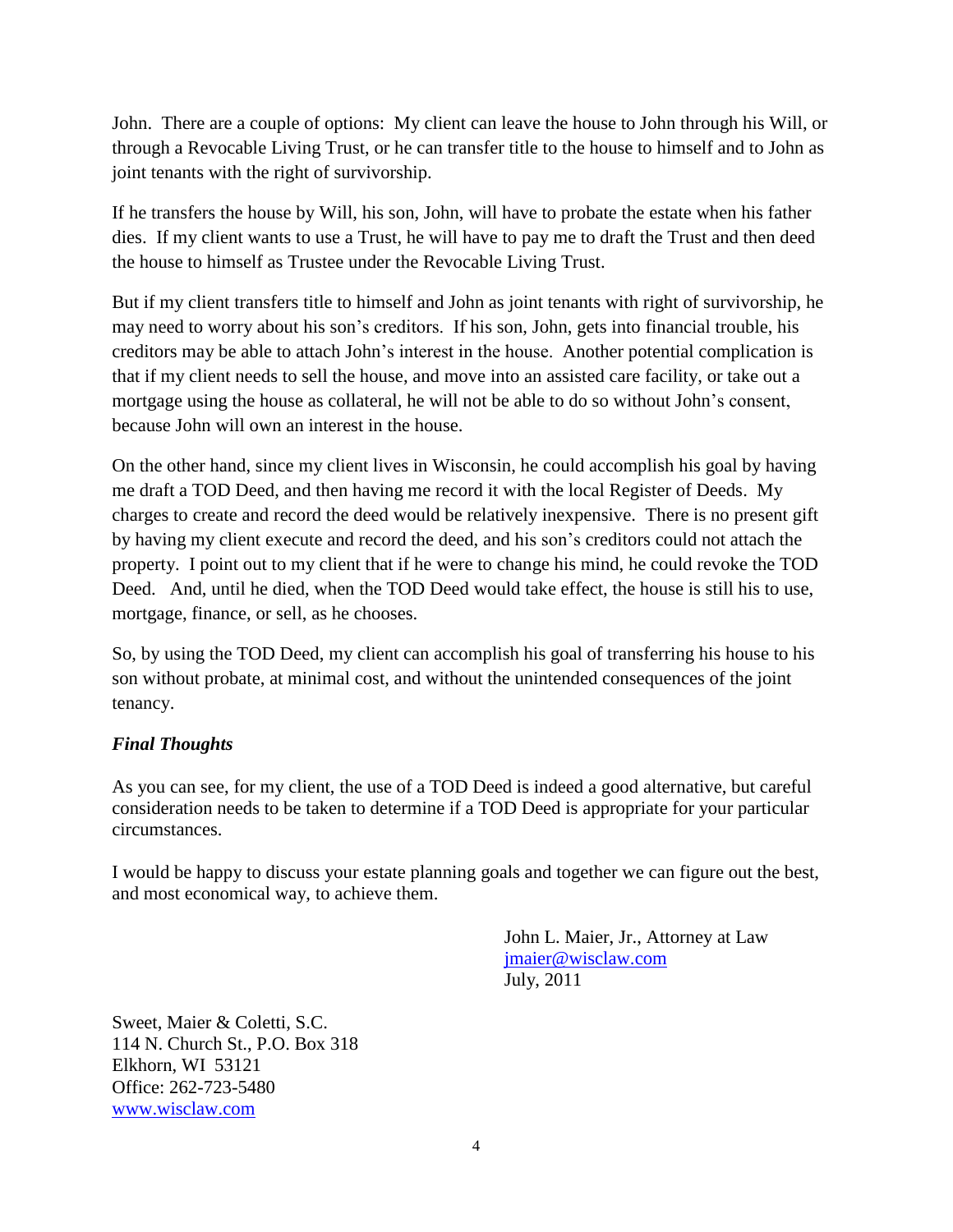John. There are a couple of options: My client can leave the house to John through his Will, or through a Revocable Living Trust, or he can transfer title to the house to himself and to John as joint tenants with the right of survivorship.

If he transfers the house by Will, his son, John, will have to probate the estate when his father dies. If my client wants to use a Trust, he will have to pay me to draft the Trust and then deed the house to himself as Trustee under the Revocable Living Trust.

But if my client transfers title to himself and John as joint tenants with right of survivorship, he may need to worry about his son's creditors. If his son, John, gets into financial trouble, his creditors may be able to attach John's interest in the house. Another potential complication is that if my client needs to sell the house, and move into an assisted care facility, or take out a mortgage using the house as collateral, he will not be able to do so without John's consent, because John will own an interest in the house.

On the other hand, since my client lives in Wisconsin, he could accomplish his goal by having me draft a TOD Deed, and then having me record it with the local Register of Deeds. My charges to create and record the deed would be relatively inexpensive. There is no present gift by having my client execute and record the deed, and his son's creditors could not attach the property. I point out to my client that if he were to change his mind, he could revoke the TOD Deed. And, until he died, when the TOD Deed would take effect, the house is still his to use, mortgage, finance, or sell, as he chooses.

So, by using the TOD Deed, my client can accomplish his goal of transferring his house to his son without probate, at minimal cost, and without the unintended consequences of the joint tenancy.

***Final Thoughts***

As you can see, for my client, the use of a TOD Deed is indeed a good alternative, but careful consideration needs to be taken to determine if a TOD Deed is appropriate for your particular circumstances.

I would be happy to discuss your estate planning goals and together we can figure out the best, and most economical way, to achieve them.

John L. Maier, Jr., Attorney at Law
jmaier@wisclaw.com
July, 2011

Sweet, Maier & Coletti, S.C.
114 N. Church St., P.O. Box 318
Elkhorn, WI 53121
Office: 262-723-5480
www.wisclaw.com